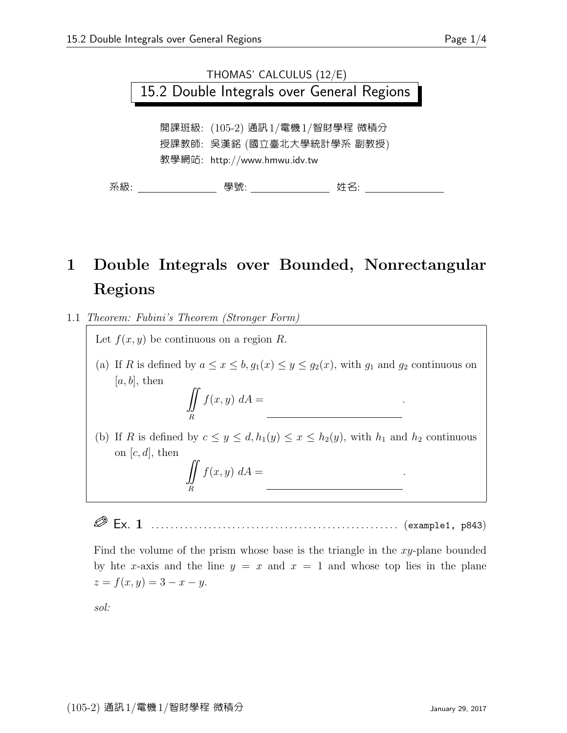THOMAS' CALCULUS (12/E)

# 15.2 Double Integrals over General Regions

開課班級: (105-2) 通訊1/電機1/智財學程 微積分
授課教師: 吳漢銘 (國立臺北大學統計學系 副教授)
教學網站: http://www.hmwu.idv.tw

系級: ______________ 學號: ______________ 姓名: ______________

## 1 Double Integrals over Bounded, Nonrectangular Regions

1.1 *Theorem: Fubini's Theorem (Stronger Form)*

Let $f(x, y)$ be continuous on a region $R$.

(a) If $R$ is defined by $a \leq x \leq b, g_1(x) \leq y \leq g_2(x)$, with $g_1$ and $g_2$ continuous on $[a, b]$, then

$$\iint_R f(x, y)\ dA = \underline{\hspace{6cm}}.$$

(b) If $R$ is defined by $c \leq y \leq d, h_1(y) \leq x \leq h_2(y)$, with $h_1$ and $h_2$ continuous on $[c, d]$, then

$$\iint_R f(x, y)\ dA = \underline{\hspace{6cm}}.$$

**Ex. 1** .................................................. (example1, p843)

Find the volume of the prism whose base is the triangle in the $xy$-plane bounded by hte $x$-axis and the line $y = x$ and $x = 1$ and whose top lies in the plane $z = f(x, y) = 3 - x - y$.

*sol:*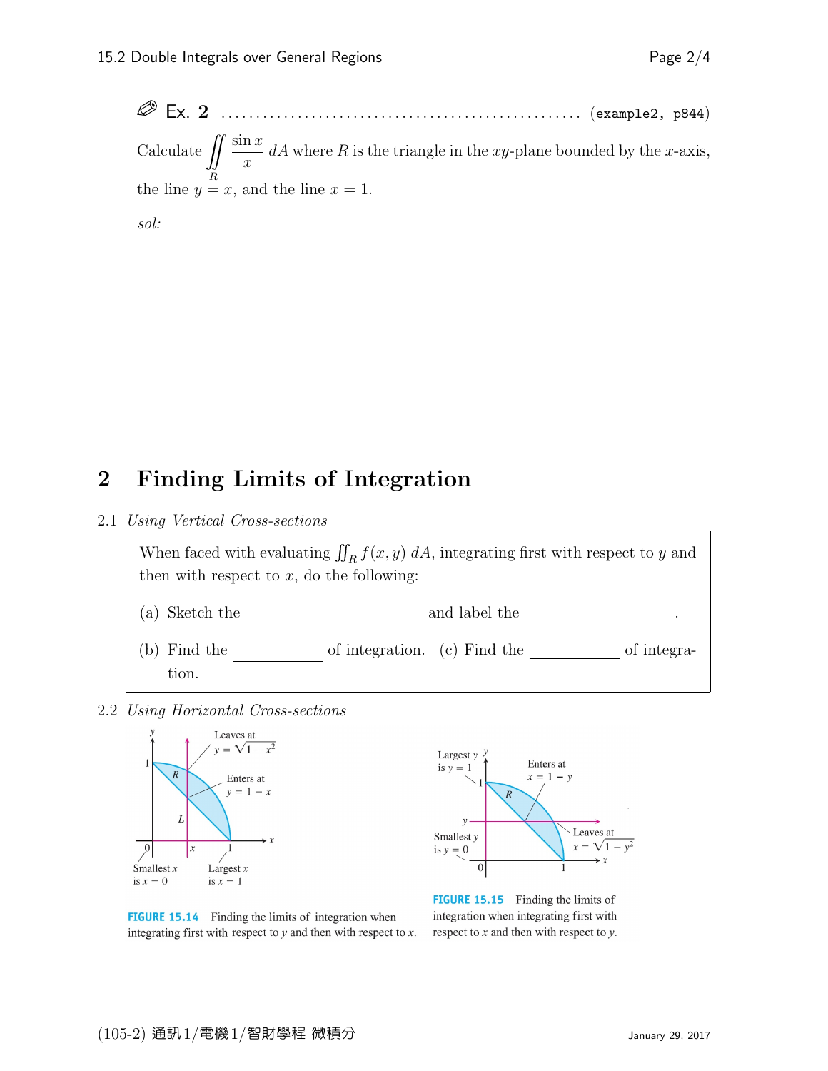✎ Ex. 2 ........................................................ (example2, p844)

Calculate $\displaystyle\iint_R \frac{\sin x}{x}\, dA$ where $R$ is the triangle in the $xy$-plane bounded by the $x$-axis, the line $y = x$, and the line $x = 1$.

*sol:*

# 2 Finding Limits of Integration

## 2.1 *Using Vertical Cross-sections*

When faced with evaluating $\iint_R f(x, y)\, dA$, integrating first with respect to $y$ and then with respect to $x$, do the following:

(a) Sketch the ______________ and label the ______________.

(b) Find the ________ of integration. (c) Find the ________ of integration.

## 2.2 *Using Horizontal Cross-sections*

FIGURE 15.14 Finding the limits of integration when integrating first with respect to $y$ and then with respect to $x$.

FIGURE 15.15 Finding the limits of integration when integrating first with respect to $x$ and then with respect to $y$.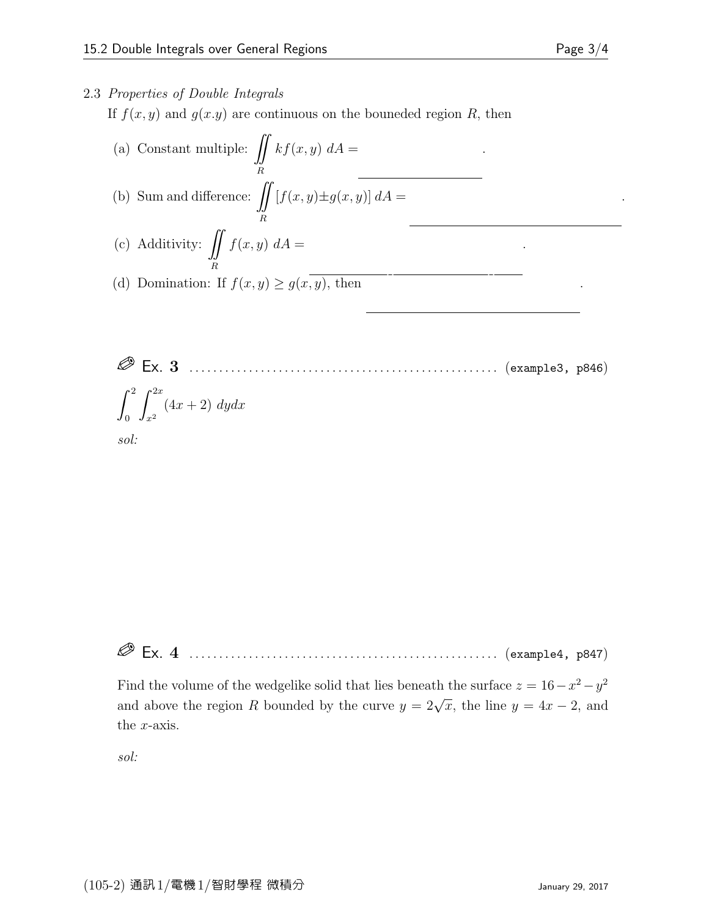2.3 *Properties of Double Integrals*

If $f(x, y)$ and $g(x.y)$ are continuous on the bouneded region $R$, then

(a) Constant multiple: $\displaystyle\iint_R kf(x,y)\ dA =$ \_\_\_\_\_\_\_\_\_\_\_\_\_\_\_\_\_\_\_\_ .

(b) Sum and difference: $\displaystyle\iint_R [f(x,y) \pm g(x,y)]\ dA =$ \_\_\_\_\_\_\_\_\_\_\_\_\_\_\_\_\_\_\_\_\_\_\_\_\_\_\_\_\_\_\_\_ .

(c) Additivity: $\displaystyle\iint_R f(x,y)\ dA =$ \_\_\_\_\_\_\_\_\_\_\_\_ + \_\_\_\_\_\_\_\_\_\_\_\_\_\_\_ + \_\_\_\_\_ .

(d) Domination: If $f(x, y) \geq g(x, y)$, then \_\_\_\_\_\_\_\_\_\_\_\_\_\_\_\_\_\_\_\_\_\_\_\_\_\_\_\_\_\_\_\_ .

**Ex. 3** ................................................. (example3, p846)

$$\int_0^2 \int_{x^2}^{2x} (4x + 2)\ dydx$$

*sol:*

**Ex. 4** ................................................. (example4, p847)

Find the volume of the wedgelike solid that lies beneath the surface $z = 16 - x^2 - y^2$ and above the region $R$ bounded by the curve $y = 2\sqrt{x}$, the line $y = 4x - 2$, and the $x$-axis.

*sol:*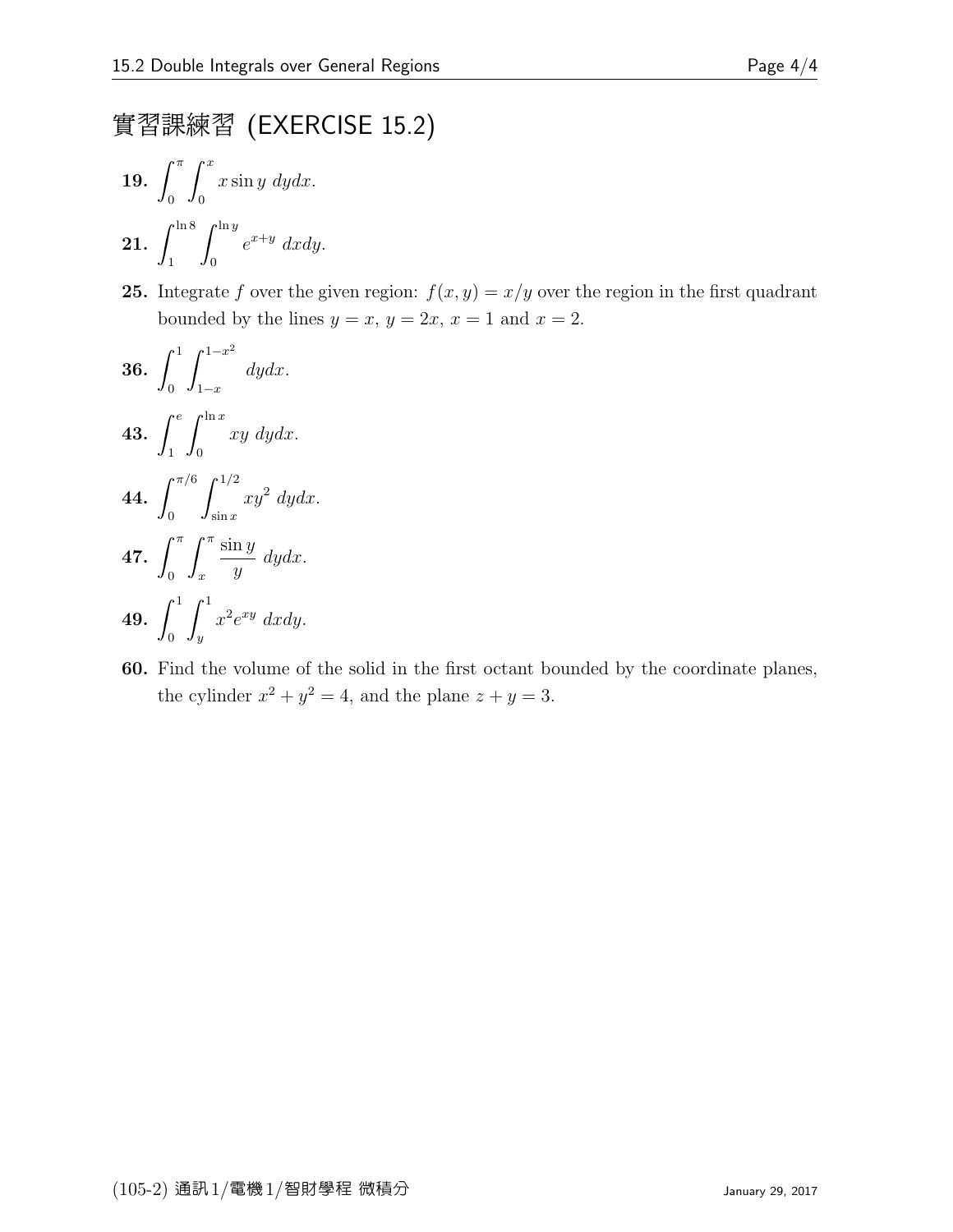## 實習課練習 (EXERCISE 15.2)

**19.** $\displaystyle\int_0^{\pi}\int_0^{x} x\sin y\ dydx.$

**21.** $\displaystyle\int_1^{\ln 8}\int_0^{\ln y} e^{x+y}\ dxdy.$

**25.** Integrate $f$ over the given region: $f(x,y) = x/y$ over the region in the first quadrant bounded by the lines $y = x$, $y = 2x$, $x = 1$ and $x = 2$.

**36.** $\displaystyle\int_0^{1}\int_{1-x}^{1-x^2} dydx.$

**43.** $\displaystyle\int_1^{e}\int_0^{\ln x} xy\ dydx.$

**44.** $\displaystyle\int_0^{\pi/6}\int_{\sin x}^{1/2} xy^2\ dydx.$

**47.** $\displaystyle\int_0^{\pi}\int_x^{\pi} \frac{\sin y}{y}\ dydx.$

**49.** $\displaystyle\int_0^{1}\int_y^{1} x^2 e^{xy}\ dxdy.$

**60.** Find the volume of the solid in the first octant bounded by the coordinate planes, the cylinder $x^2 + y^2 = 4$, and the plane $z + y = 3$.

(105-2) 通訊1/電機1/智財學程 微積分

January 29, 2017